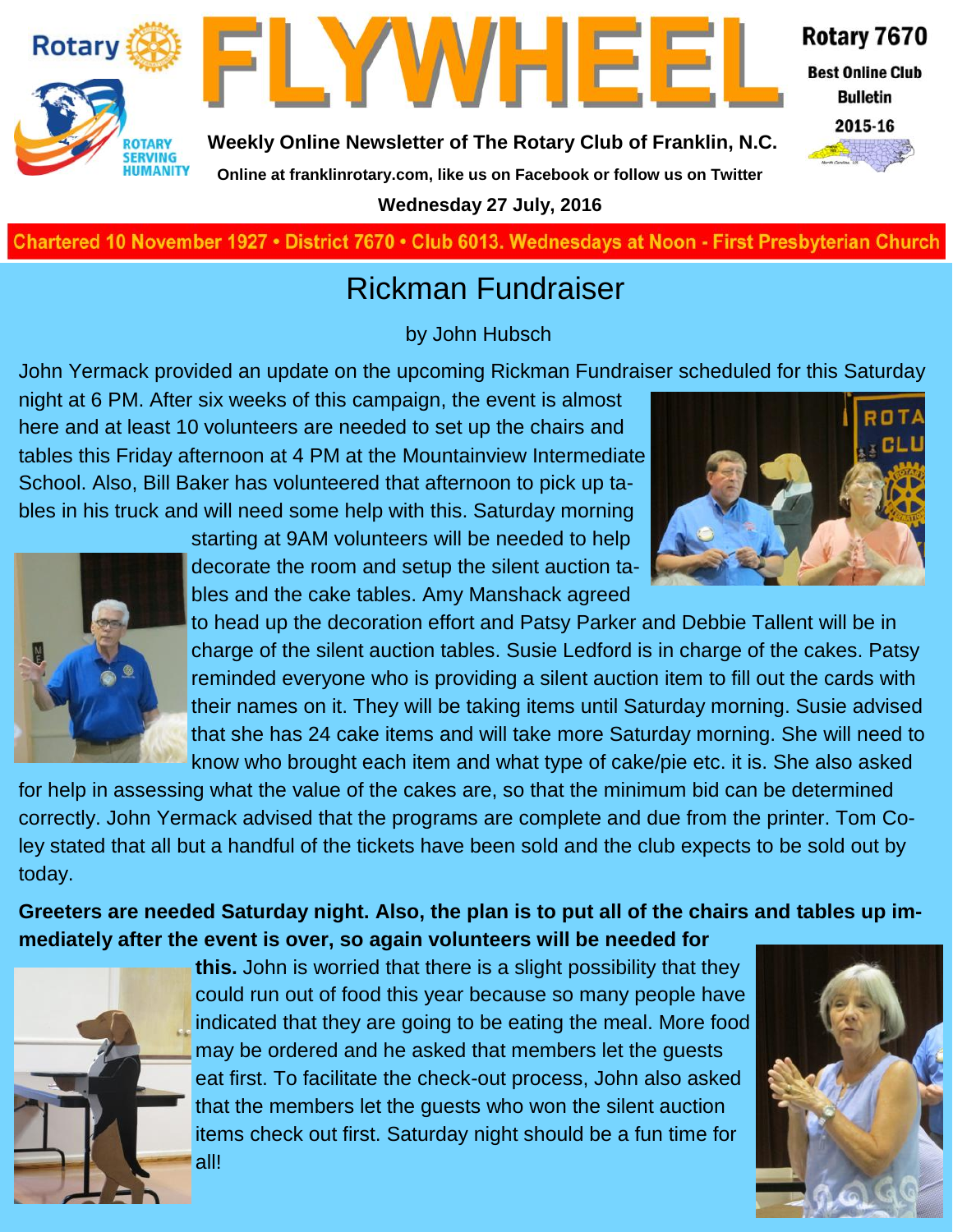Rotary

ROTARY SERVING HUMANITY

# FLYWHEEL

**Weekly Online Newsletter of The Rotary Club of Franklin, N.C.**

**Online at franklinrotary.com, like us on Facebook or follow us on Twitter**

**Wednesday 27 July, 2016**

**Rotary 7670**

**Best Online Club Bulletin**

**2015-16**

**Chartered 10 November 1927 • District 7670 • Club 6013. Wednesdays at Noon - First Presbyterian Church**

## Rickman Fundraiser

by John Hubsch

John Yermack provided an update on the upcoming Rickman Fundraiser scheduled for this Saturday night at 6 PM. After six weeks of this campaign, the event is almost here and at least 10 volunteers are needed to set up the chairs and tables this Friday afternoon at 4 PM at the Mountainview Intermediate School. Also, Bill Baker has volunteered that afternoon to pick up tables in his truck and will need some help with this. Saturday morning starting at 9AM volunteers will be needed to help decorate the room and setup the silent auction tables and the cake tables. Amy Manshack agreed to head up the decoration effort and Patsy Parker and Debbie Tallent will be in charge of the silent auction tables. Susie Ledford is in charge of the cakes. Patsy reminded everyone who is providing a silent auction item to fill out the cards with their names on it. They will be taking items until Saturday morning. Susie advised that she has 24 cake items and will take more Saturday morning. She will need to know who brought each item and what type of cake/pie etc. it is. She also asked for help in assessing what the value of the cakes are, so that the minimum bid can be determined correctly. John Yermack advised that the programs are complete and due from the printer. Tom Coley stated that all but a handful of the tickets have been sold and the club expects to be sold out by today.

**Greeters are needed Saturday night. Also, the plan is to put all of the chairs and tables up immediately after the event is over, so again volunteers will be needed for this.** John is worried that there is a slight possibility that they could run out of food this year because so many people have indicated that they are going to be eating the meal. More food may be ordered and he asked that members let the guests eat first. To facilitate the check-out process, John also asked that the members let the guests who won the silent auction items check out first. Saturday night should be a fun time for all!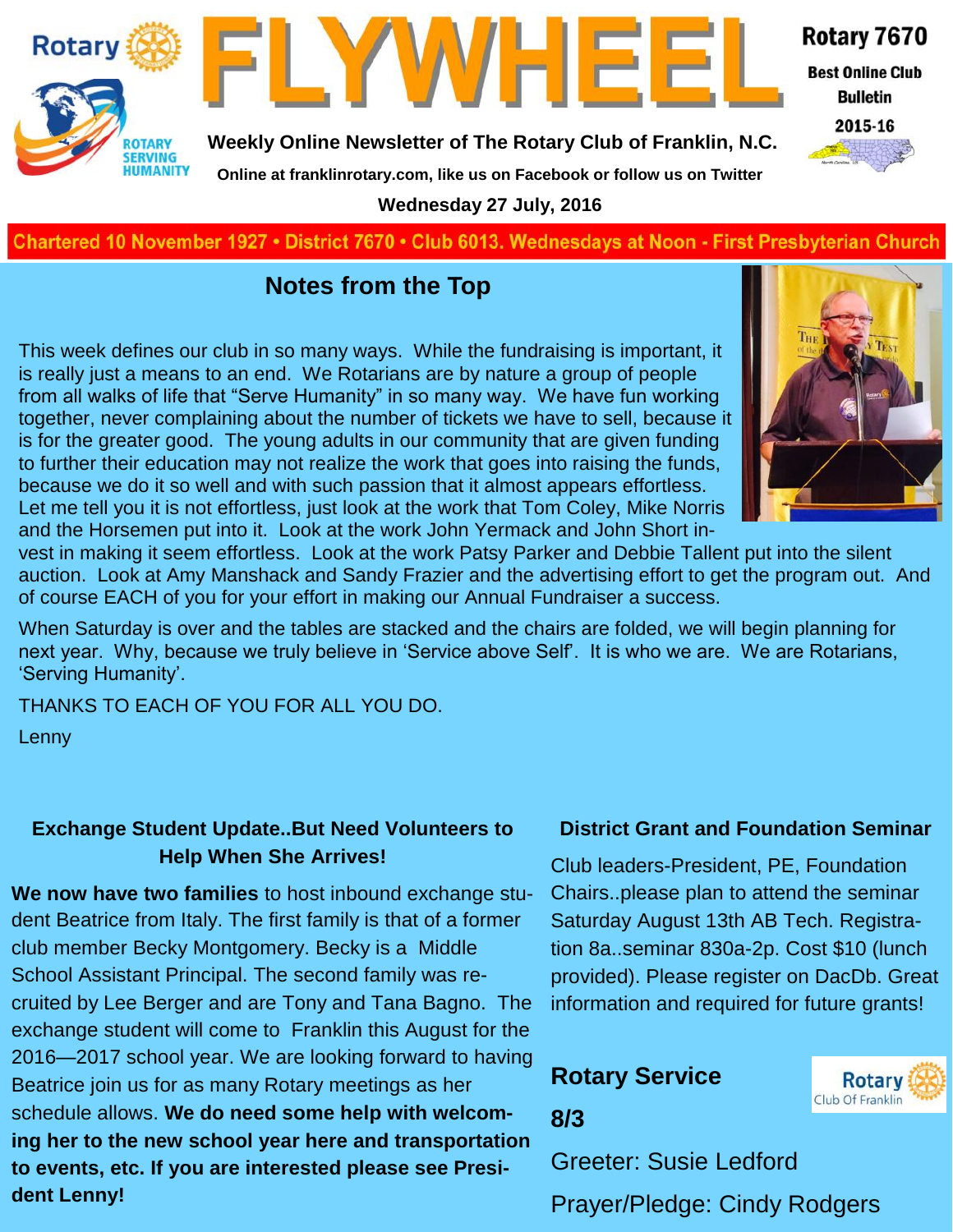# FLYWHEEL

**Rotary 7670**
**Best Online Club Bulletin**
**2015-16**

**Weekly Online Newsletter of The Rotary Club of Franklin, N.C.**

**Online at franklinrotary.com, like us on Facebook or follow us on Twitter**

**Wednesday 27 July, 2016**

**Chartered 10 November 1927 • District 7670 • Club 6013. Wednesdays at Noon - First Presbyterian Church**

## Notes from the Top

This week defines our club in so many ways. While the fundraising is important, it is really just a means to an end. We Rotarians are by nature a group of people from all walks of life that "Serve Humanity" in so many way. We have fun working together, never complaining about the number of tickets we have to sell, because it is for the greater good. The young adults in our community that are given funding to further their education may not realize the work that goes into raising the funds, because we do it so well and with such passion that it almost appears effortless. Let me tell you it is not effortless, just look at the work that Tom Coley, Mike Norris and the Horsemen put into it. Look at the work John Yermack and John Short invest in making it seem effortless. Look at the work Patsy Parker and Debbie Tallent put into the silent auction. Look at Amy Manshack and Sandy Frazier and the advertising effort to get the program out. And of course EACH of you for your effort in making our Annual Fundraiser a success.

When Saturday is over and the tables are stacked and the chairs are folded, we will begin planning for next year. Why, because we truly believe in 'Service above Self'. It is who we are. We are Rotarians, 'Serving Humanity'.

THANKS TO EACH OF YOU FOR ALL YOU DO.

Lenny

### Exchange Student Update..But Need Volunteers to Help When She Arrives!

**We now have two families** to host inbound exchange student Beatrice from Italy. The first family is that of a former club member Becky Montgomery. Becky is a Middle School Assistant Principal. The second family was recruited by Lee Berger and are Tony and Tana Bagno. The exchange student will come to Franklin this August for the 2016—2017 school year. We are looking forward to having Beatrice join us for as many Rotary meetings as her schedule allows. **We do need some help with welcoming her to the new school year here and transportation to events, etc. If you are interested please see President Lenny!**

### District Grant and Foundation Seminar

Club leaders-President, PE, Foundation Chairs..please plan to attend the seminar Saturday August 13th AB Tech. Registration 8a..seminar 830a-2p. Cost $10 (lunch provided). Please register on DacDb. Great information and required for future grants!

### Rotary Service

**8/3**

Greeter: Susie Ledford

Prayer/Pledge: Cindy Rodgers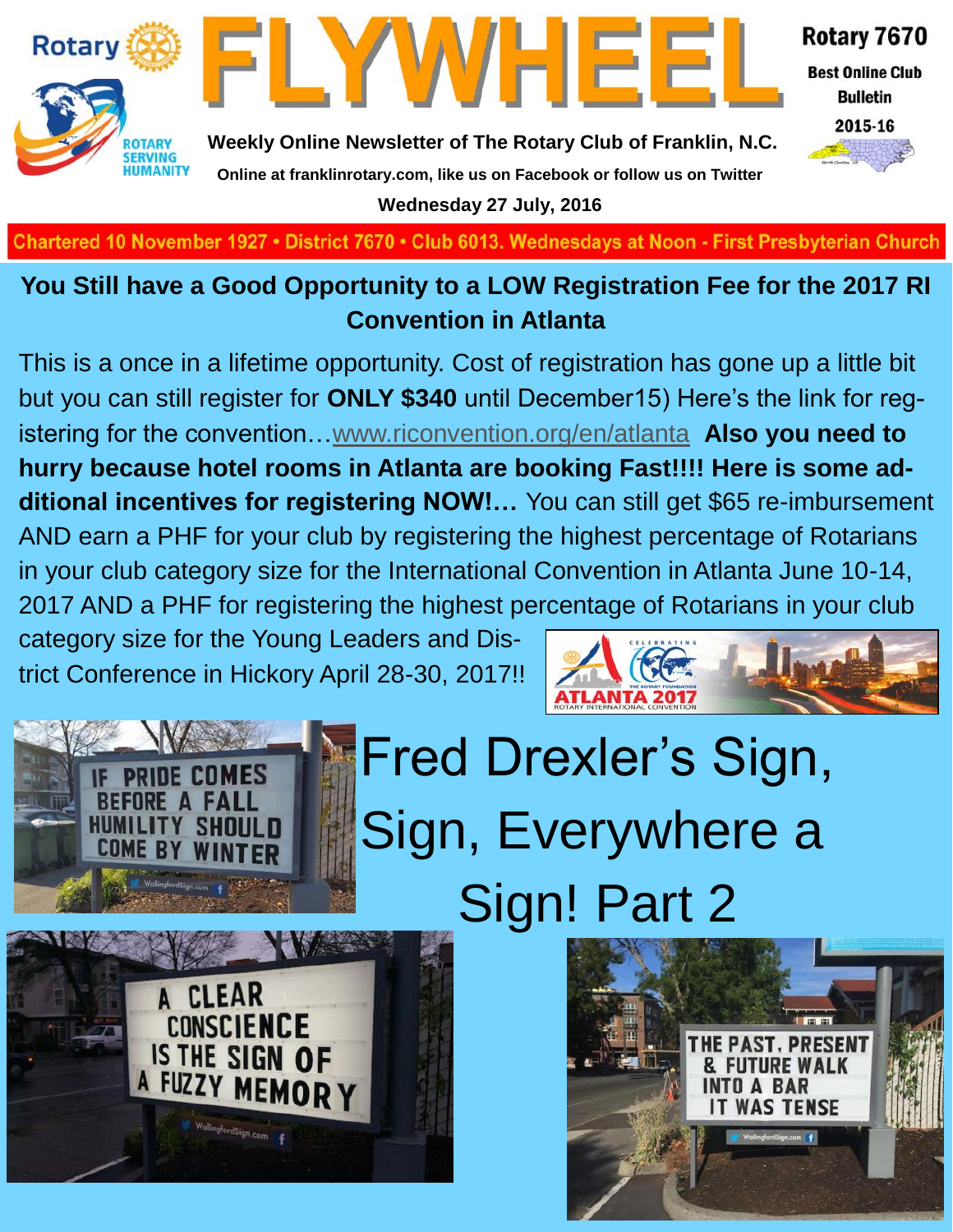# FLYWHEEL

Rotary 7670

Best Online Club Bulletin

2015-16

**Weekly Online Newsletter of The Rotary Club of Franklin, N.C.**

**Online at franklinrotary.com, like us on Facebook or follow us on Twitter**

**Wednesday 27 July, 2016**

Chartered 10 November 1927 • District 7670 • Club 6013. Wednesdays at Noon - First Presbyterian Church

## You Still have a Good Opportunity to a LOW Registration Fee for the 2017 RI Convention in Atlanta

This is a once in a lifetime opportunity. Cost of registration has gone up a little bit but you can still register for **ONLY $340** until December15) Here's the link for registering for the convention…www.riconvention.org/en/atlanta **Also you need to hurry because hotel rooms in Atlanta are booking Fast!!!! Here is some additional incentives for registering NOW!…** You can still get $65 re-imbursement AND earn a PHF for your club by registering the highest percentage of Rotarians in your club category size for the International Convention in Atlanta June 10-14, 2017 AND a PHF for registering the highest percentage of Rotarians in your club category size for the Young Leaders and District Conference in Hickory April 28-30, 2017!!

## Fred Drexler's Sign, Sign, Everywhere a Sign! Part 2

IF PRIDE COMES BEFORE A FALL HUMILITY SHOULD COME BY WINTER

A CLEAR CONSCIENCE IS THE SIGN OF A FUZZY MEMORY

THE PAST, PRESENT & FUTURE WALK INTO A BAR IT WAS TENSE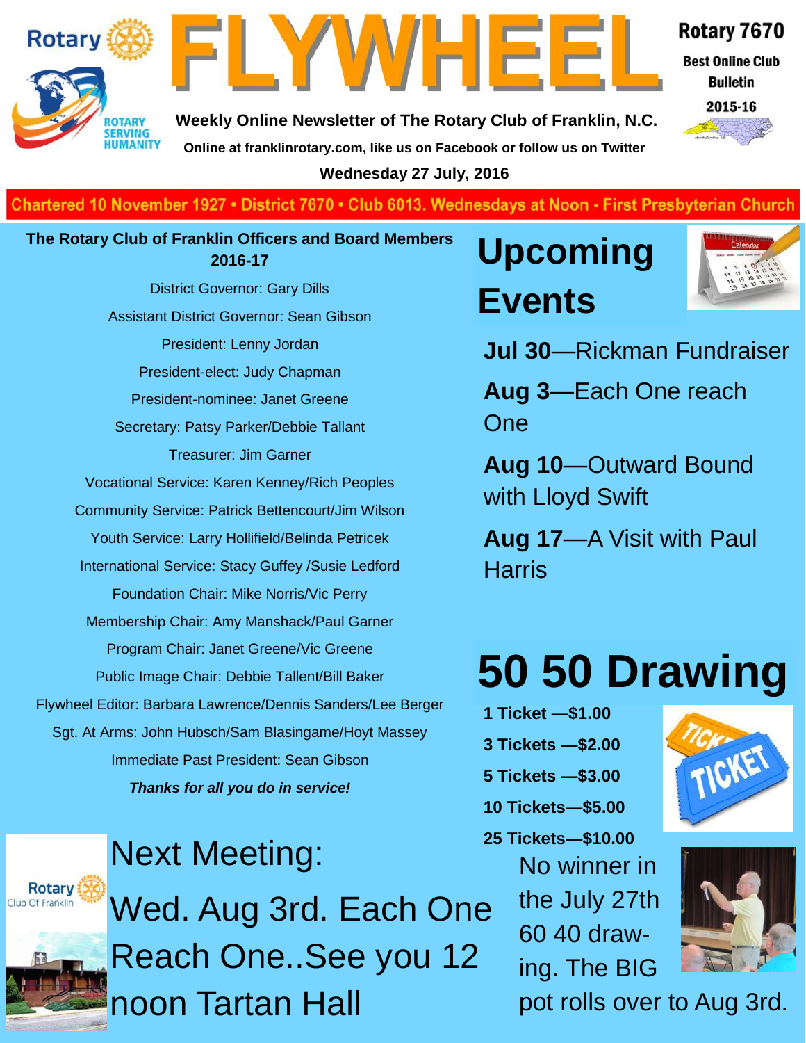# FLYWHEEL

**Weekly Online Newsletter of The Rotary Club of Franklin, N.C.**

**Online at franklinrotary.com, like us on Facebook or follow us on Twitter**

**Wednesday 27 July, 2016**

**Rotary 7670**

**Best Online Club Bulletin**

**2015-16**

Chartered 10 November 1927 • District 7670 • Club 6013. Wednesdays at Noon - First Presbyterian Church

**The Rotary Club of Franklin Officers and Board Members 2016-17**

District Governor: Gary Dills

Assistant District Governor: Sean Gibson

President: Lenny Jordan

President-elect: Judy Chapman

President-nominee: Janet Greene

Secretary: Patsy Parker/Debbie Tallant

Treasurer: Jim Garner

Vocational Service: Karen Kenney/Rich Peoples

Community Service: Patrick Bettencourt/Jim Wilson

Youth Service: Larry Hollifield/Belinda Petricek

International Service: Stacy Guffey /Susie Ledford

Foundation Chair: Mike Norris/Vic Perry

Membership Chair: Amy Manshack/Paul Garner

Program Chair: Janet Greene/Vic Greene

Public Image Chair: Debbie Tallent/Bill Baker

Flywheel Editor: Barbara Lawrence/Dennis Sanders/Lee Berger

Sgt. At Arms: John Hubsch/Sam Blasingame/Hoyt Massey

Immediate Past President: Sean Gibson

***Thanks for all you do in service!***

## Upcoming Events

**Jul 30**—Rickman Fundraiser

**Aug 3**—Each One reach One

**Aug 10**—Outward Bound with Lloyd Swift

**Aug 17**—A Visit with Paul Harris

## Next Meeting:

Wed. Aug 3rd. Each One Reach One..See you 12 noon Tartan Hall

## 50 50 Drawing

**1 Ticket —$1.00**

**3 Tickets —$2.00**

**5 Tickets —$3.00**

**10 Tickets—$5.00**

**25 Tickets—$10.00**

No winner in the July 27th 60 40 drawing. The BIG pot rolls over to Aug 3rd.